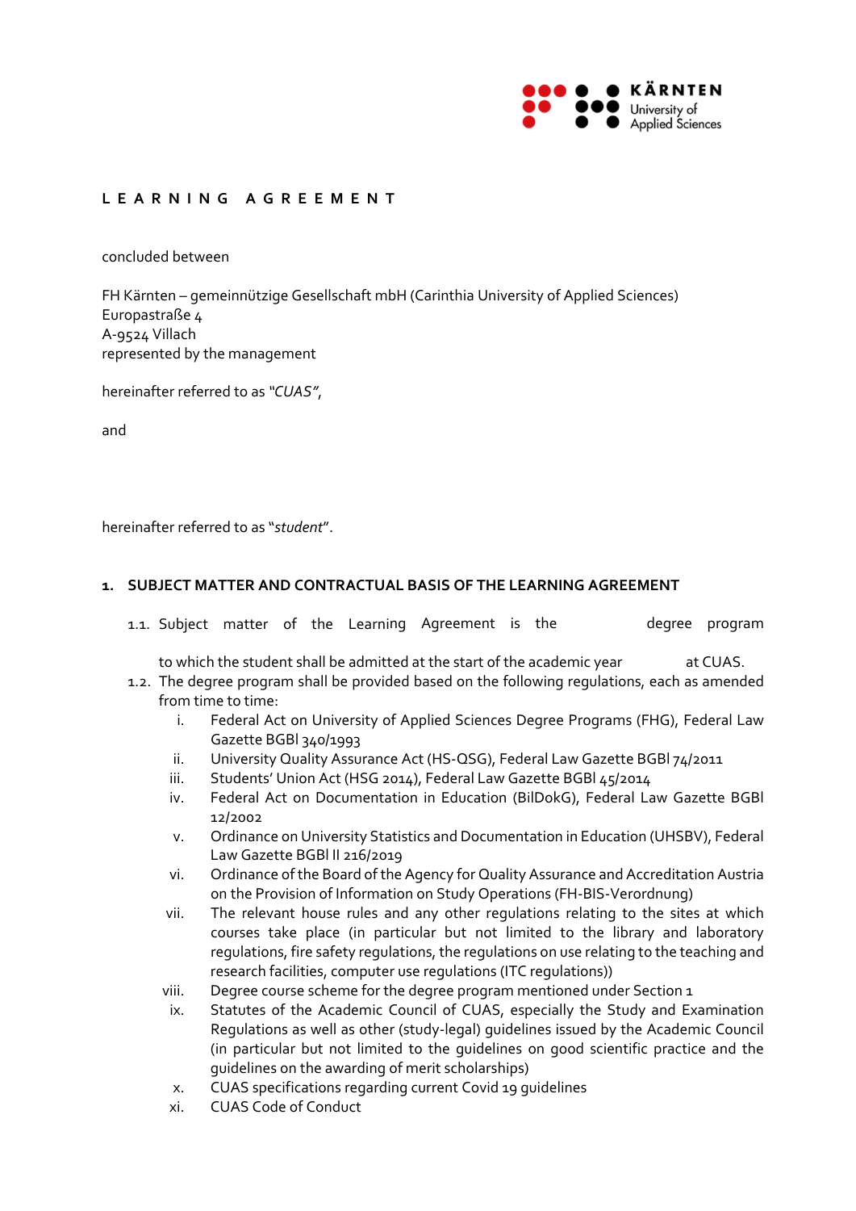# LEARNING AGREEMENT

concluded between

FH Kärnten – gemeinnützige Gesellschaft mbH (Carinthia University of Applied Sciences)
Europastraße 4
A-9524 Villach
represented by the management

hereinafter referred to as *"CUAS"*,

and

hereinafter referred to as "*student*".

## 1. SUBJECT MATTER AND CONTRACTUAL BASIS OF THE LEARNING AGREEMENT

1.1. Subject matter of the Learning Agreement is the degree program to which the student shall be admitted at the start of the academic year at CUAS.

1.2. The degree program shall be provided based on the following regulations, each as amended from time to time:

   i. Federal Act on University of Applied Sciences Degree Programs (FHG), Federal Law Gazette BGBl 340/1993
   ii. University Quality Assurance Act (HS-QSG), Federal Law Gazette BGBl 74/2011
   iii. Students' Union Act (HSG 2014), Federal Law Gazette BGBl 45/2014
   iv. Federal Act on Documentation in Education (BilDokG), Federal Law Gazette BGBl 12/2002
   v. Ordinance on University Statistics and Documentation in Education (UHSBV), Federal Law Gazette BGBl II 216/2019
   vi. Ordinance of the Board of the Agency for Quality Assurance and Accreditation Austria on the Provision of Information on Study Operations (FH-BIS-Verordnung)
   vii. The relevant house rules and any other regulations relating to the sites at which courses take place (in particular but not limited to the library and laboratory regulations, fire safety regulations, the regulations on use relating to the teaching and research facilities, computer use regulations (ITC regulations))
   viii. Degree course scheme for the degree program mentioned under Section 1
   ix. Statutes of the Academic Council of CUAS, especially the Study and Examination Regulations as well as other (study-legal) guidelines issued by the Academic Council (in particular but not limited to the guidelines on good scientific practice and the guidelines on the awarding of merit scholarships)
   x. CUAS specifications regarding current Covid 19 guidelines
   xi. CUAS Code of Conduct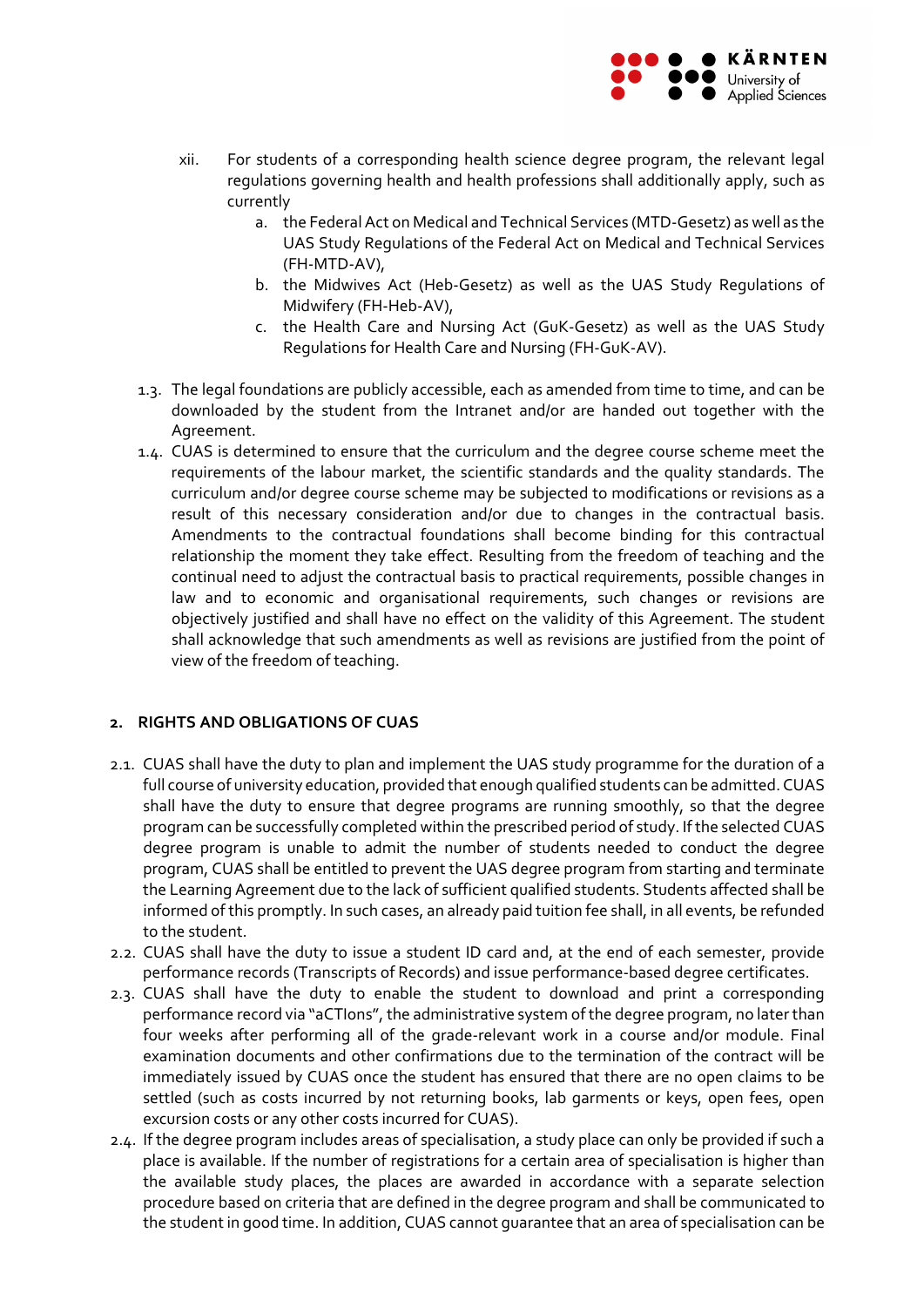xii. For students of a corresponding health science degree program, the relevant legal regulations governing health and health professions shall additionally apply, such as currently

   a. the Federal Act on Medical and Technical Services (MTD-Gesetz) as well as the UAS Study Regulations of the Federal Act on Medical and Technical Services (FH-MTD-AV),
   b. the Midwives Act (Heb-Gesetz) as well as the UAS Study Regulations of Midwifery (FH-Heb-AV),
   c. the Health Care and Nursing Act (GuK-Gesetz) as well as the UAS Study Regulations for Health Care and Nursing (FH-GuK-AV).

1.3. The legal foundations are publicly accessible, each as amended from time to time, and can be downloaded by the student from the Intranet and/or are handed out together with the Agreement.

1.4. CUAS is determined to ensure that the curriculum and the degree course scheme meet the requirements of the labour market, the scientific standards and the quality standards. The curriculum and/or degree course scheme may be subjected to modifications or revisions as a result of this necessary consideration and/or due to changes in the contractual basis. Amendments to the contractual foundations shall become binding for this contractual relationship the moment they take effect. Resulting from the freedom of teaching and the continual need to adjust the contractual basis to practical requirements, possible changes in law and to economic and organisational requirements, such changes or revisions are objectively justified and shall have no effect on the validity of this Agreement. The student shall acknowledge that such amendments as well as revisions are justified from the point of view of the freedom of teaching.

## 2. RIGHTS AND OBLIGATIONS OF CUAS

2.1. CUAS shall have the duty to plan and implement the UAS study programme for the duration of a full course of university education, provided that enough qualified students can be admitted. CUAS shall have the duty to ensure that degree programs are running smoothly, so that the degree program can be successfully completed within the prescribed period of study. If the selected CUAS degree program is unable to admit the number of students needed to conduct the degree program, CUAS shall be entitled to prevent the UAS degree program from starting and terminate the Learning Agreement due to the lack of sufficient qualified students. Students affected shall be informed of this promptly. In such cases, an already paid tuition fee shall, in all events, be refunded to the student.

2.2. CUAS shall have the duty to issue a student ID card and, at the end of each semester, provide performance records (Transcripts of Records) and issue performance-based degree certificates.

2.3. CUAS shall have the duty to enable the student to download and print a corresponding performance record via "aCTIons", the administrative system of the degree program, no later than four weeks after performing all of the grade-relevant work in a course and/or module. Final examination documents and other confirmations due to the termination of the contract will be immediately issued by CUAS once the student has ensured that there are no open claims to be settled (such as costs incurred by not returning books, lab garments or keys, open fees, open excursion costs or any other costs incurred for CUAS).

2.4. If the degree program includes areas of specialisation, a study place can only be provided if such a place is available. If the number of registrations for a certain area of specialisation is higher than the available study places, the places are awarded in accordance with a separate selection procedure based on criteria that are defined in the degree program and shall be communicated to the student in good time. In addition, CUAS cannot guarantee that an area of specialisation can be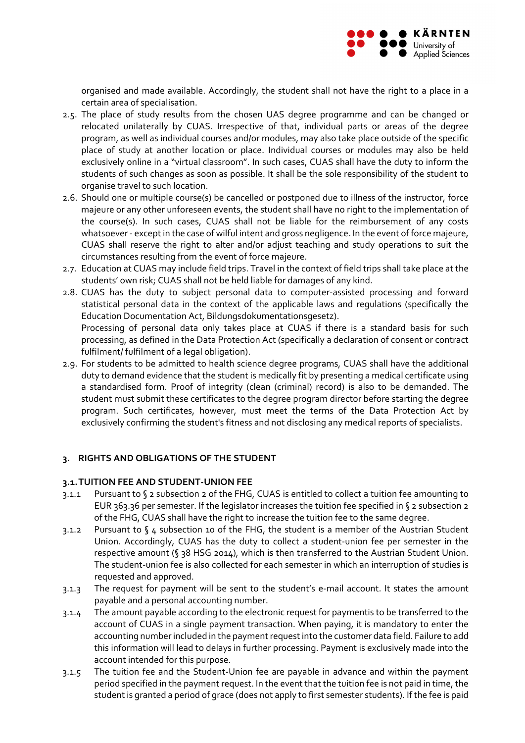organised and made available. Accordingly, the student shall not have the right to a place in a certain area of specialisation.

2.5. The place of study results from the chosen UAS degree programme and can be changed or relocated unilaterally by CUAS. Irrespective of that, individual parts or areas of the degree program, as well as individual courses and/or modules, may also take place outside of the specific place of study at another location or place. Individual courses or modules may also be held exclusively online in a "virtual classroom". In such cases, CUAS shall have the duty to inform the students of such changes as soon as possible. It shall be the sole responsibility of the student to organise travel to such location.

2.6. Should one or multiple course(s) be cancelled or postponed due to illness of the instructor, force majeure or any other unforeseen events, the student shall have no right to the implementation of the course(s). In such cases, CUAS shall not be liable for the reimbursement of any costs whatsoever - except in the case of wilful intent and gross negligence. In the event of force majeure, CUAS shall reserve the right to alter and/or adjust teaching and study operations to suit the circumstances resulting from the event of force majeure.

2.7. Education at CUAS may include field trips. Travel in the context of field trips shall take place at the students' own risk; CUAS shall not be held liable for damages of any kind.

2.8. CUAS has the duty to subject personal data to computer-assisted processing and forward statistical personal data in the context of the applicable laws and regulations (specifically the Education Documentation Act, Bildungsdokumentationsgesetz).
Processing of personal data only takes place at CUAS if there is a standard basis for such processing, as defined in the Data Protection Act (specifically a declaration of consent or contract fulfilment/ fulfilment of a legal obligation).

2.9. For students to be admitted to health science degree programs, CUAS shall have the additional duty to demand evidence that the student is medically fit by presenting a medical certificate using a standardised form. Proof of integrity (clean (criminal) record) is also to be demanded. The student must submit these certificates to the degree program director before starting the degree program. Such certificates, however, must meet the terms of the Data Protection Act by exclusively confirming the student's fitness and not disclosing any medical reports of specialists.

## 3. RIGHTS AND OBLIGATIONS OF THE STUDENT

### 3.1. TUITION FEE AND STUDENT-UNION FEE

3.1.1 Pursuant to § 2 subsection 2 of the FHG, CUAS is entitled to collect a tuition fee amounting to EUR 363.36 per semester. If the legislator increases the tuition fee specified in § 2 subsection 2 of the FHG, CUAS shall have the right to increase the tuition fee to the same degree.

3.1.2 Pursuant to § 4 subsection 10 of the FHG, the student is a member of the Austrian Student Union. Accordingly, CUAS has the duty to collect a student-union fee per semester in the respective amount (§ 38 HSG 2014), which is then transferred to the Austrian Student Union. The student-union fee is also collected for each semester in which an interruption of studies is requested and approved.

3.1.3 The request for payment will be sent to the student's e-mail account. It states the amount payable and a personal accounting number.

3.1.4 The amount payable according to the electronic request for paymentis to be transferred to the account of CUAS in a single payment transaction. When paying, it is mandatory to enter the accounting number included in the payment request into the customer data field. Failure to add this information will lead to delays in further processing. Payment is exclusively made into the account intended for this purpose.

3.1.5 The tuition fee and the Student-Union fee are payable in advance and within the payment period specified in the payment request. In the event that the tuition fee is not paid in time, the student is granted a period of grace (does not apply to first semester students). If the fee is paid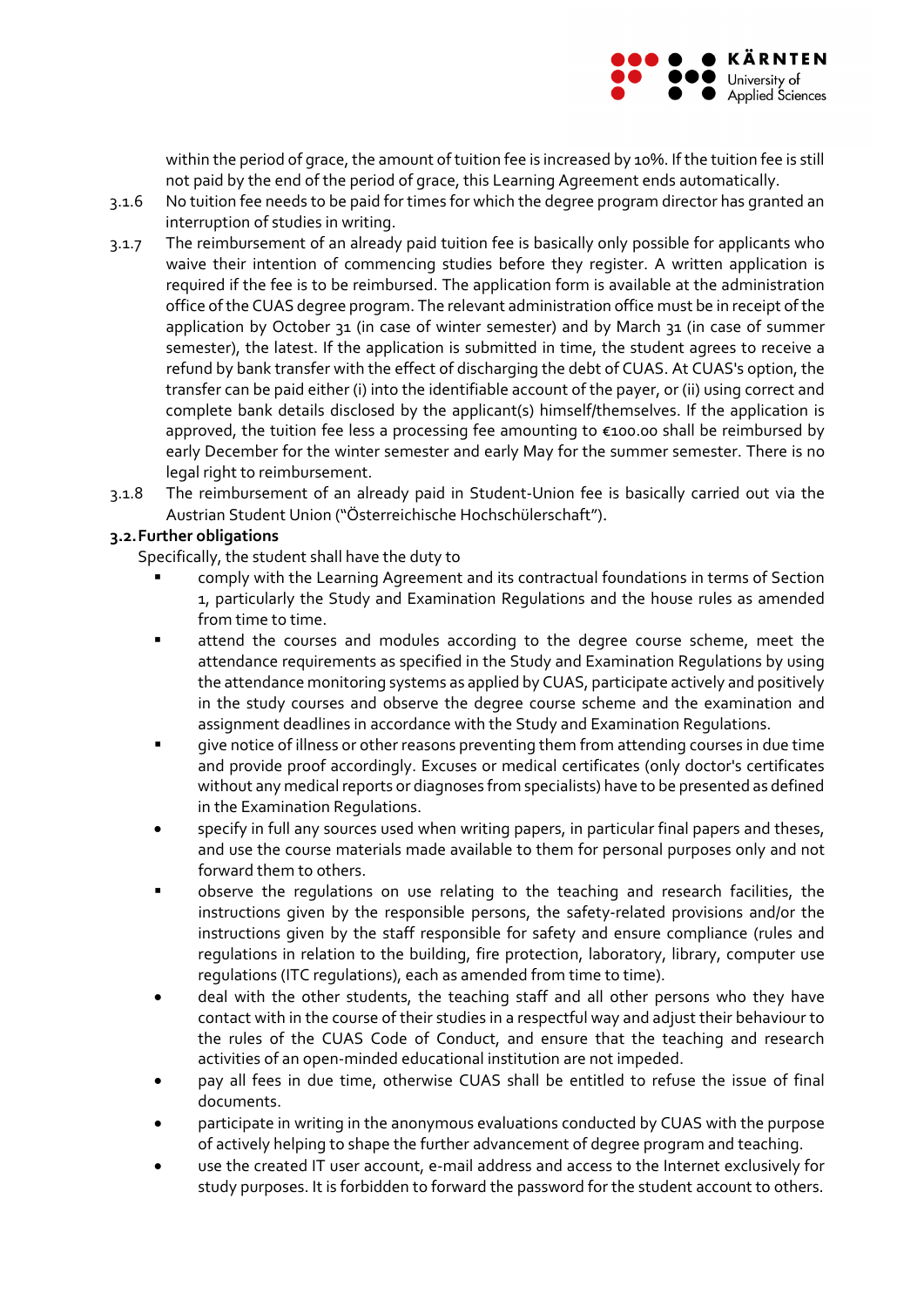within the period of grace, the amount of tuition fee is increased by 10%. If the tuition fee is still not paid by the end of the period of grace, this Learning Agreement ends automatically.

3.1.6 No tuition fee needs to be paid for times for which the degree program director has granted an interruption of studies in writing.

3.1.7 The reimbursement of an already paid tuition fee is basically only possible for applicants who waive their intention of commencing studies before they register. A written application is required if the fee is to be reimbursed. The application form is available at the administration office of the CUAS degree program. The relevant administration office must be in receipt of the application by October 31 (in case of winter semester) and by March 31 (in case of summer semester), the latest. If the application is submitted in time, the student agrees to receive a refund by bank transfer with the effect of discharging the debt of CUAS. At CUAS's option, the transfer can be paid either (i) into the identifiable account of the payer, or (ii) using correct and complete bank details disclosed by the applicant(s) himself/themselves. If the application is approved, the tuition fee less a processing fee amounting to €100.00 shall be reimbursed by early December for the winter semester and early May for the summer semester. There is no legal right to reimbursement.

3.1.8 The reimbursement of an already paid in Student-Union fee is basically carried out via the Austrian Student Union ("Österreichische Hochschülerschaft").

**3.2. Further obligations**

Specifically, the student shall have the duty to

- comply with the Learning Agreement and its contractual foundations in terms of Section 1, particularly the Study and Examination Regulations and the house rules as amended from time to time.
- attend the courses and modules according to the degree course scheme, meet the attendance requirements as specified in the Study and Examination Regulations by using the attendance monitoring systems as applied by CUAS, participate actively and positively in the study courses and observe the degree course scheme and the examination and assignment deadlines in accordance with the Study and Examination Regulations.
- give notice of illness or other reasons preventing them from attending courses in due time and provide proof accordingly. Excuses or medical certificates (only doctor's certificates without any medical reports or diagnoses from specialists) have to be presented as defined in the Examination Regulations.
- specify in full any sources used when writing papers, in particular final papers and theses, and use the course materials made available to them for personal purposes only and not forward them to others.
- observe the regulations on use relating to the teaching and research facilities, the instructions given by the responsible persons, the safety-related provisions and/or the instructions given by the staff responsible for safety and ensure compliance (rules and regulations in relation to the building, fire protection, laboratory, library, computer use regulations (ITC regulations), each as amended from time to time).
- deal with the other students, the teaching staff and all other persons who they have contact with in the course of their studies in a respectful way and adjust their behaviour to the rules of the CUAS Code of Conduct, and ensure that the teaching and research activities of an open-minded educational institution are not impeded.
- pay all fees in due time, otherwise CUAS shall be entitled to refuse the issue of final documents.
- participate in writing in the anonymous evaluations conducted by CUAS with the purpose of actively helping to shape the further advancement of degree program and teaching.
- use the created IT user account, e-mail address and access to the Internet exclusively for study purposes. It is forbidden to forward the password for the student account to others.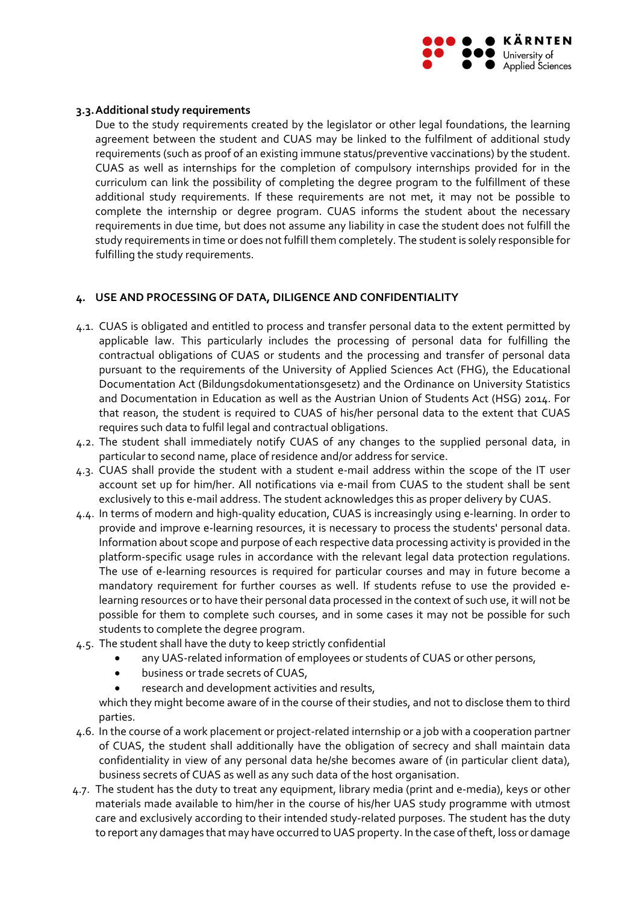### 3.3. Additional study requirements

Due to the study requirements created by the legislator or other legal foundations, the learning agreement between the student and CUAS may be linked to the fulfilment of additional study requirements (such as proof of an existing immune status/preventive vaccinations) by the student. CUAS as well as internships for the completion of compulsory internships provided for in the curriculum can link the possibility of completing the degree program to the fulfillment of these additional study requirements. If these requirements are not met, it may not be possible to complete the internship or degree program. CUAS informs the student about the necessary requirements in due time, but does not assume any liability in case the student does not fulfill the study requirements in time or does not fulfill them completely. The student is solely responsible for fulfilling the study requirements.

## 4. USE AND PROCESSING OF DATA, DILIGENCE AND CONFIDENTIALITY

4.1. CUAS is obligated and entitled to process and transfer personal data to the extent permitted by applicable law. This particularly includes the processing of personal data for fulfilling the contractual obligations of CUAS or students and the processing and transfer of personal data pursuant to the requirements of the University of Applied Sciences Act (FHG), the Educational Documentation Act (Bildungsdokumentationsgesetz) and the Ordinance on University Statistics and Documentation in Education as well as the Austrian Union of Students Act (HSG) 2014. For that reason, the student is required to CUAS of his/her personal data to the extent that CUAS requires such data to fulfil legal and contractual obligations.

4.2. The student shall immediately notify CUAS of any changes to the supplied personal data, in particular to second name, place of residence and/or address for service.

4.3. CUAS shall provide the student with a student e-mail address within the scope of the IT user account set up for him/her. All notifications via e-mail from CUAS to the student shall be sent exclusively to this e-mail address. The student acknowledges this as proper delivery by CUAS.

4.4. In terms of modern and high-quality education, CUAS is increasingly using e-learning. In order to provide and improve e-learning resources, it is necessary to process the students' personal data. Information about scope and purpose of each respective data processing activity is provided in the platform-specific usage rules in accordance with the relevant legal data protection regulations. The use of e-learning resources is required for particular courses and may in future become a mandatory requirement for further courses as well. If students refuse to use the provided e-learning resources or to have their personal data processed in the context of such use, it will not be possible for them to complete such courses, and in some cases it may not be possible for such students to complete the degree program.

4.5. The student shall have the duty to keep strictly confidential

- any UAS-related information of employees or students of CUAS or other persons,
- business or trade secrets of CUAS,
- research and development activities and results,

which they might become aware of in the course of their studies, and not to disclose them to third parties.

4.6. In the course of a work placement or project-related internship or a job with a cooperation partner of CUAS, the student shall additionally have the obligation of secrecy and shall maintain data confidentiality in view of any personal data he/she becomes aware of (in particular client data), business secrets of CUAS as well as any such data of the host organisation.

4.7. The student has the duty to treat any equipment, library media (print and e-media), keys or other materials made available to him/her in the course of his/her UAS study programme with utmost care and exclusively according to their intended study-related purposes. The student has the duty to report any damages that may have occurred to UAS property. In the case of theft, loss or damage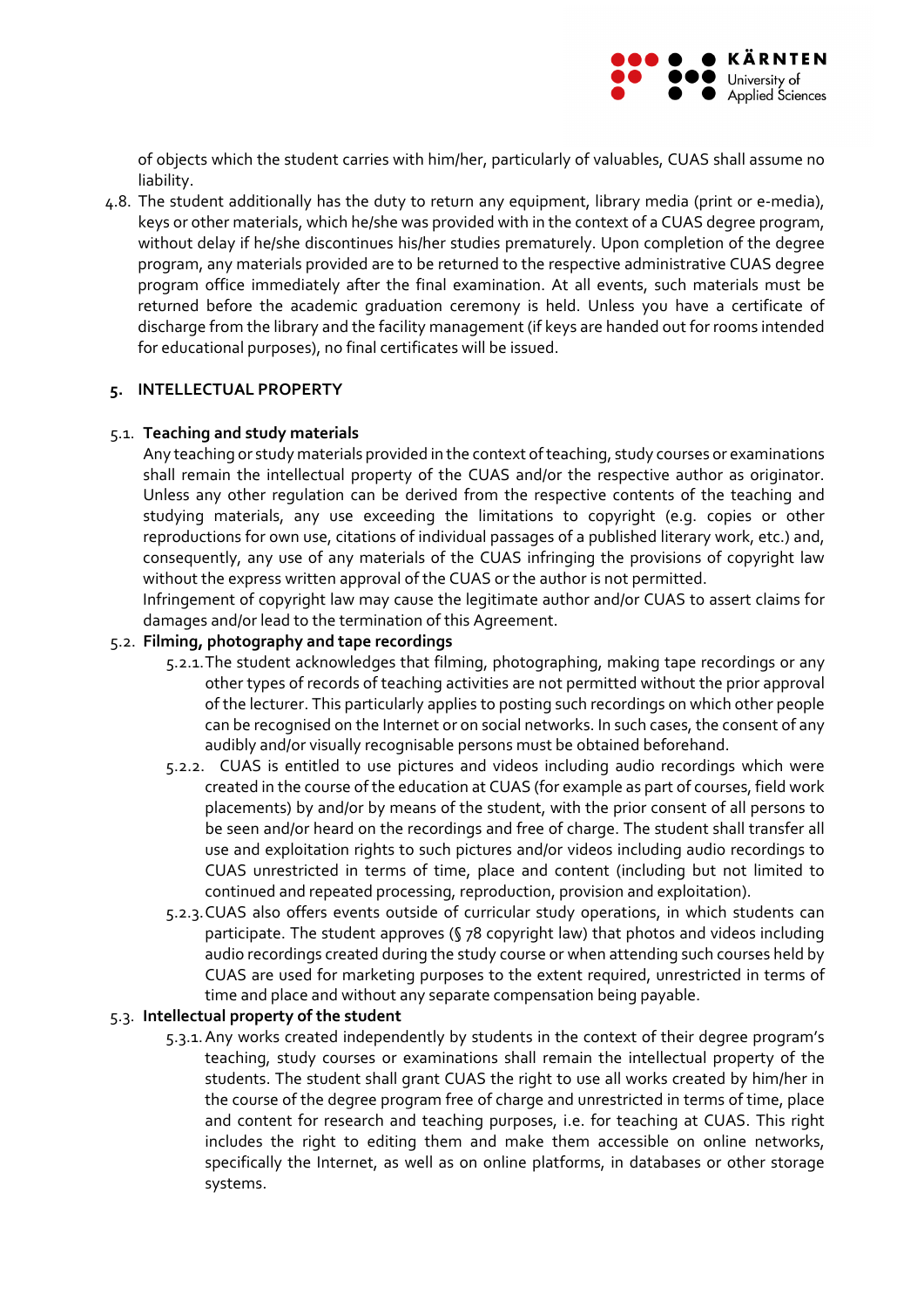of objects which the student carries with him/her, particularly of valuables, CUAS shall assume no liability.

4.8. The student additionally has the duty to return any equipment, library media (print or e-media), keys or other materials, which he/she was provided with in the context of a CUAS degree program, without delay if he/she discontinues his/her studies prematurely. Upon completion of the degree program, any materials provided are to be returned to the respective administrative CUAS degree program office immediately after the final examination. At all events, such materials must be returned before the academic graduation ceremony is held. Unless you have a certificate of discharge from the library and the facility management (if keys are handed out for rooms intended for educational purposes), no final certificates will be issued.

## 5. INTELLECTUAL PROPERTY

### 5.1. Teaching and study materials

Any teaching or study materials provided in the context of teaching, study courses or examinations shall remain the intellectual property of the CUAS and/or the respective author as originator. Unless any other regulation can be derived from the respective contents of the teaching and studying materials, any use exceeding the limitations to copyright (e.g. copies or other reproductions for own use, citations of individual passages of a published literary work, etc.) and, consequently, any use of any materials of the CUAS infringing the provisions of copyright law without the express written approval of the CUAS or the author is not permitted.

Infringement of copyright law may cause the legitimate author and/or CUAS to assert claims for damages and/or lead to the termination of this Agreement.

### 5.2. Filming, photography and tape recordings

5.2.1. The student acknowledges that filming, photographing, making tape recordings or any other types of records of teaching activities are not permitted without the prior approval of the lecturer. This particularly applies to posting such recordings on which other people can be recognised on the Internet or on social networks. In such cases, the consent of any audibly and/or visually recognisable persons must be obtained beforehand.

5.2.2. CUAS is entitled to use pictures and videos including audio recordings which were created in the course of the education at CUAS (for example as part of courses, field work placements) by and/or by means of the student, with the prior consent of all persons to be seen and/or heard on the recordings and free of charge. The student shall transfer all use and exploitation rights to such pictures and/or videos including audio recordings to CUAS unrestricted in terms of time, place and content (including but not limited to continued and repeated processing, reproduction, provision and exploitation).

5.2.3. CUAS also offers events outside of curricular study operations, in which students can participate. The student approves (§ 78 copyright law) that photos and videos including audio recordings created during the study course or when attending such courses held by CUAS are used for marketing purposes to the extent required, unrestricted in terms of time and place and without any separate compensation being payable.

### 5.3. Intellectual property of the student

5.3.1. Any works created independently by students in the context of their degree program's teaching, study courses or examinations shall remain the intellectual property of the students. The student shall grant CUAS the right to use all works created by him/her in the course of the degree program free of charge and unrestricted in terms of time, place and content for research and teaching purposes, i.e. for teaching at CUAS. This right includes the right to editing them and make them accessible on online networks, specifically the Internet, as well as on online platforms, in databases or other storage systems.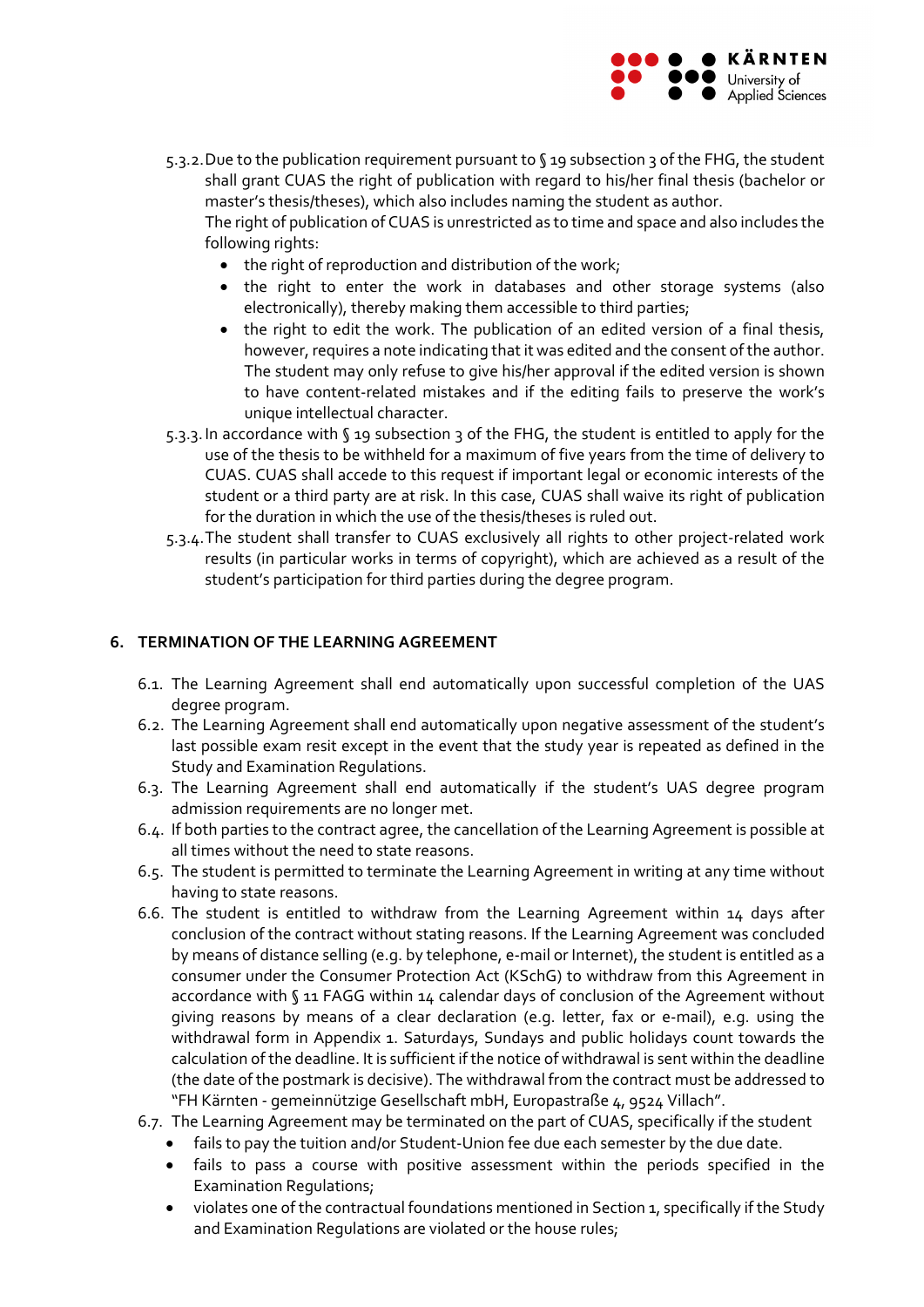5.3.2. Due to the publication requirement pursuant to § 19 subsection 3 of the FHG, the student shall grant CUAS the right of publication with regard to his/her final thesis (bachelor or master's thesis/theses), which also includes naming the student as author.
The right of publication of CUAS is unrestricted as to time and space and also includes the following rights:

- the right of reproduction and distribution of the work;
- the right to enter the work in databases and other storage systems (also electronically), thereby making them accessible to third parties;
- the right to edit the work. The publication of an edited version of a final thesis, however, requires a note indicating that it was edited and the consent of the author. The student may only refuse to give his/her approval if the edited version is shown to have content-related mistakes and if the editing fails to preserve the work's unique intellectual character.

5.3.3. In accordance with § 19 subsection 3 of the FHG, the student is entitled to apply for the use of the thesis to be withheld for a maximum of five years from the time of delivery to CUAS. CUAS shall accede to this request if important legal or economic interests of the student or a third party are at risk. In this case, CUAS shall waive its right of publication for the duration in which the use of the thesis/theses is ruled out.

5.3.4. The student shall transfer to CUAS exclusively all rights to other project-related work results (in particular works in terms of copyright), which are achieved as a result of the student's participation for third parties during the degree program.

## 6. TERMINATION OF THE LEARNING AGREEMENT

6.1. The Learning Agreement shall end automatically upon successful completion of the UAS degree program.

6.2. The Learning Agreement shall end automatically upon negative assessment of the student's last possible exam resit except in the event that the study year is repeated as defined in the Study and Examination Regulations.

6.3. The Learning Agreement shall end automatically if the student's UAS degree program admission requirements are no longer met.

6.4. If both parties to the contract agree, the cancellation of the Learning Agreement is possible at all times without the need to state reasons.

6.5. The student is permitted to terminate the Learning Agreement in writing at any time without having to state reasons.

6.6. The student is entitled to withdraw from the Learning Agreement within 14 days after conclusion of the contract without stating reasons. If the Learning Agreement was concluded by means of distance selling (e.g. by telephone, e-mail or Internet), the student is entitled as a consumer under the Consumer Protection Act (KSchG) to withdraw from this Agreement in accordance with § 11 FAGG within 14 calendar days of conclusion of the Agreement without giving reasons by means of a clear declaration (e.g. letter, fax or e-mail), e.g. using the withdrawal form in Appendix 1. Saturdays, Sundays and public holidays count towards the calculation of the deadline. It is sufficient if the notice of withdrawal is sent within the deadline (the date of the postmark is decisive). The withdrawal from the contract must be addressed to "FH Kärnten - gemeinnützige Gesellschaft mbH, Europastraße 4, 9524 Villach".

6.7. The Learning Agreement may be terminated on the part of CUAS, specifically if the student

- fails to pay the tuition and/or Student-Union fee due each semester by the due date.
- fails to pass a course with positive assessment within the periods specified in the Examination Regulations;
- violates one of the contractual foundations mentioned in Section 1, specifically if the Study and Examination Regulations are violated or the house rules;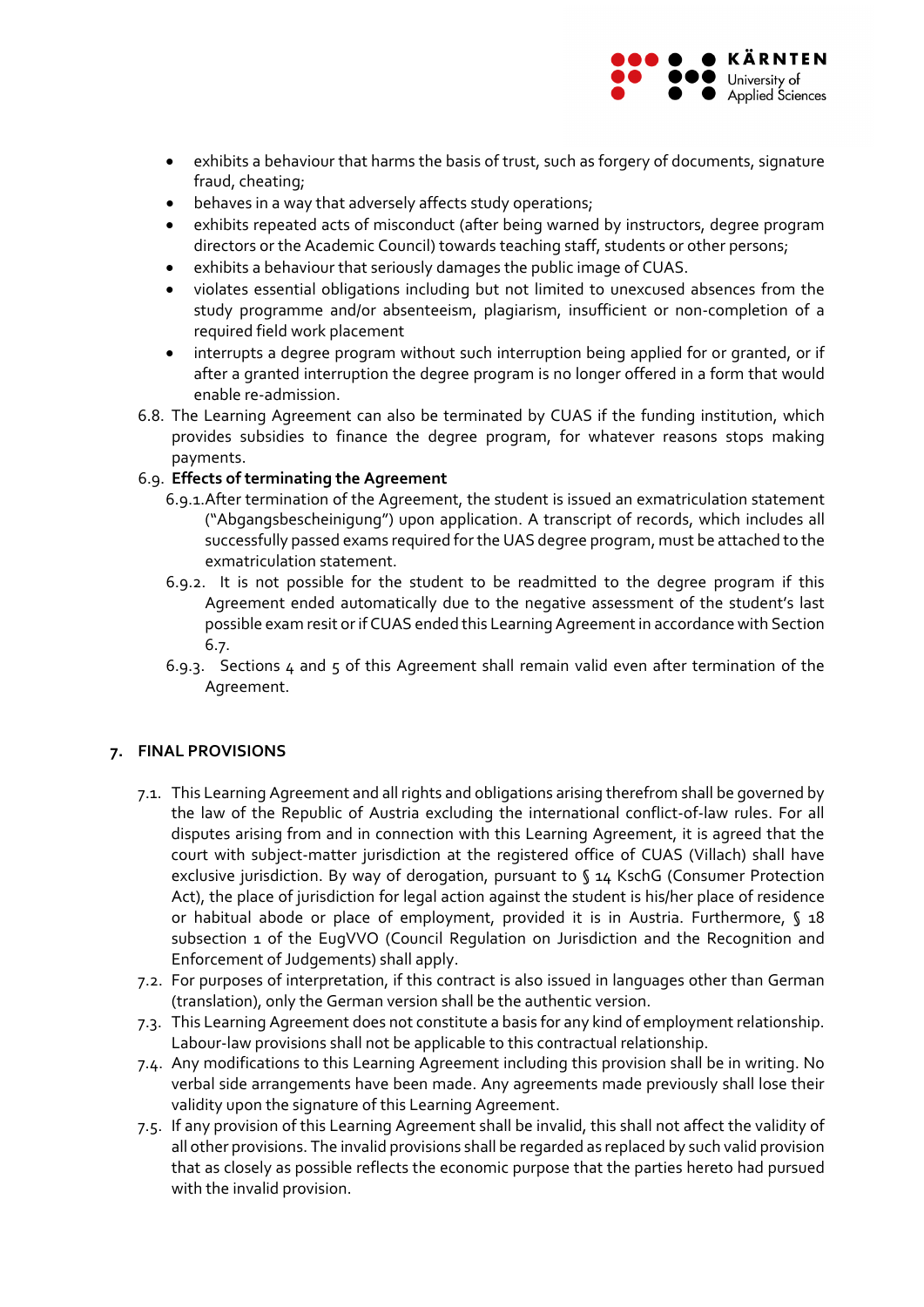- exhibits a behaviour that harms the basis of trust, such as forgery of documents, signature fraud, cheating;
- behaves in a way that adversely affects study operations;
- exhibits repeated acts of misconduct (after being warned by instructors, degree program directors or the Academic Council) towards teaching staff, students or other persons;
- exhibits a behaviour that seriously damages the public image of CUAS.
- violates essential obligations including but not limited to unexcused absences from the study programme and/or absenteeism, plagiarism, insufficient or non-completion of a required field work placement
- interrupts a degree program without such interruption being applied for or granted, or if after a granted interruption the degree program is no longer offered in a form that would enable re-admission.

6.8. The Learning Agreement can also be terminated by CUAS if the funding institution, which provides subsidies to finance the degree program, for whatever reasons stops making payments.

6.9. **Effects of terminating the Agreement**

6.9.1. After termination of the Agreement, the student is issued an exmatriculation statement ("Abgangsbescheinigung") upon application. A transcript of records, which includes all successfully passed exams required for the UAS degree program, must be attached to the exmatriculation statement.

6.9.2. It is not possible for the student to be readmitted to the degree program if this Agreement ended automatically due to the negative assessment of the student's last possible exam resit or if CUAS ended this Learning Agreement in accordance with Section 6.7.

6.9.3. Sections 4 and 5 of this Agreement shall remain valid even after termination of the Agreement.

## 7. FINAL PROVISIONS

7.1. This Learning Agreement and all rights and obligations arising therefrom shall be governed by the law of the Republic of Austria excluding the international conflict-of-law rules. For all disputes arising from and in connection with this Learning Agreement, it is agreed that the court with subject-matter jurisdiction at the registered office of CUAS (Villach) shall have exclusive jurisdiction. By way of derogation, pursuant to § 14 KschG (Consumer Protection Act), the place of jurisdiction for legal action against the student is his/her place of residence or habitual abode or place of employment, provided it is in Austria. Furthermore, § 18 subsection 1 of the EugVVO (Council Regulation on Jurisdiction and the Recognition and Enforcement of Judgements) shall apply.

7.2. For purposes of interpretation, if this contract is also issued in languages other than German (translation), only the German version shall be the authentic version.

7.3. This Learning Agreement does not constitute a basis for any kind of employment relationship. Labour-law provisions shall not be applicable to this contractual relationship.

7.4. Any modifications to this Learning Agreement including this provision shall be in writing. No verbal side arrangements have been made. Any agreements made previously shall lose their validity upon the signature of this Learning Agreement.

7.5. If any provision of this Learning Agreement shall be invalid, this shall not affect the validity of all other provisions. The invalid provisions shall be regarded as replaced by such valid provision that as closely as possible reflects the economic purpose that the parties hereto had pursued with the invalid provision.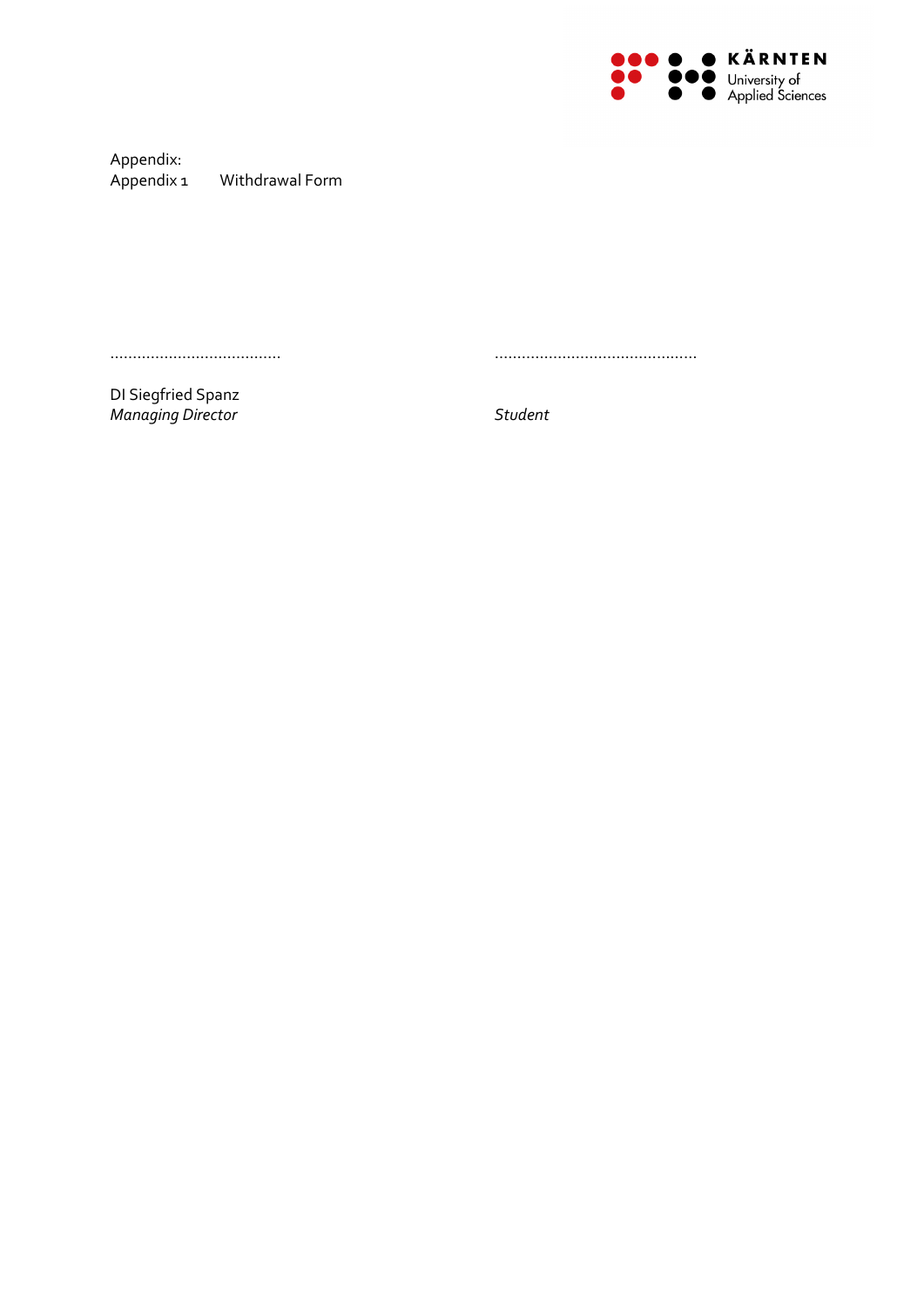Appendix:
Appendix 1 Withdrawal Form

...................................... ............................................

DI Siegfried Spanz
*Managing Director* *Student*